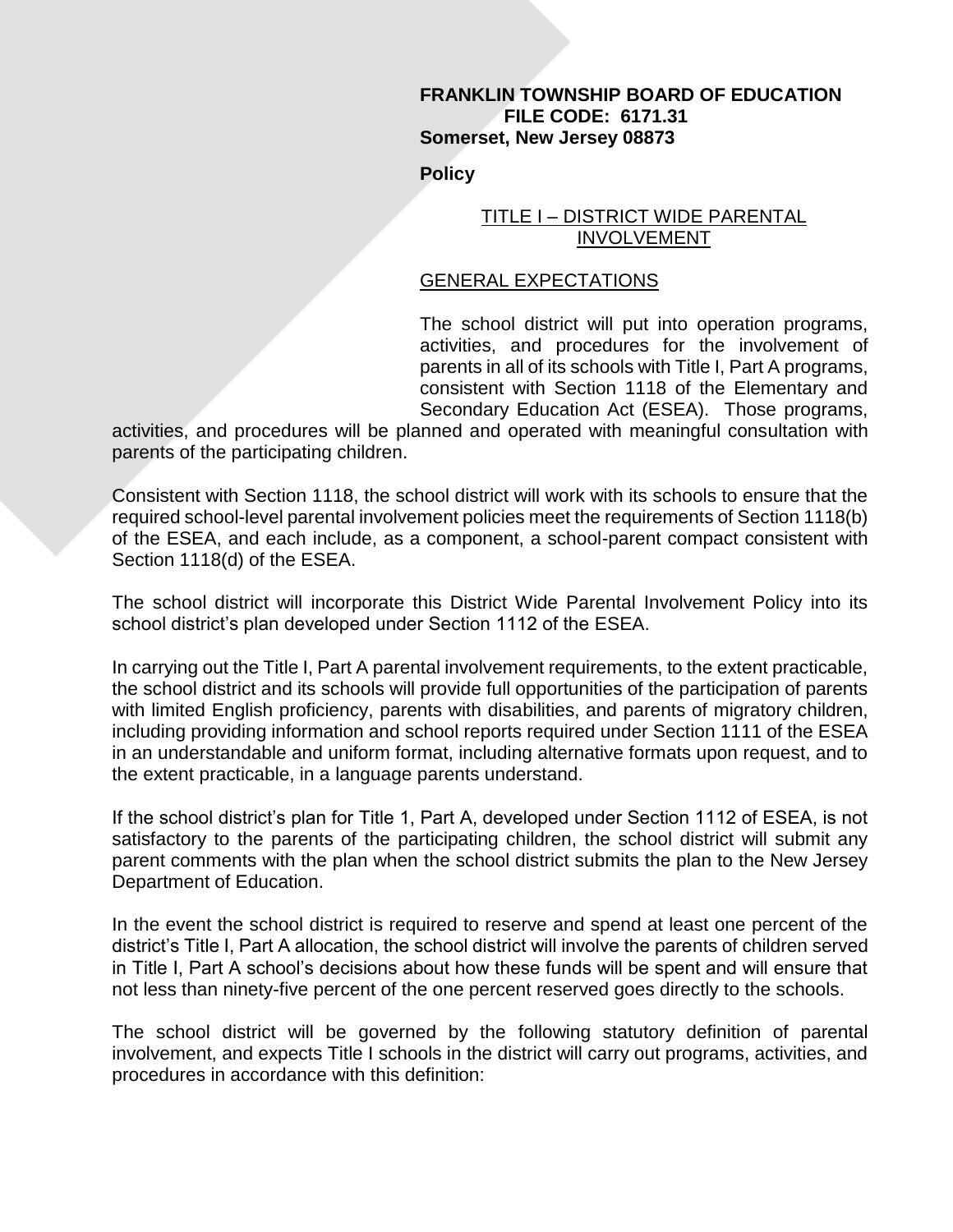**FRANKLIN TOWNSHIP BOARD OF EDUCATION**
**FILE CODE: 6171.31**
**Somerset, New Jersey 08873**

**Policy**

## TITLE I – DISTRICT WIDE PARENTAL INVOLVEMENT

### GENERAL EXPECTATIONS

The school district will put into operation programs, activities, and procedures for the involvement of parents in all of its schools with Title I, Part A programs, consistent with Section 1118 of the Elementary and Secondary Education Act (ESEA). Those programs, activities, and procedures will be planned and operated with meaningful consultation with parents of the participating children.

Consistent with Section 1118, the school district will work with its schools to ensure that the required school-level parental involvement policies meet the requirements of Section 1118(b) of the ESEA, and each include, as a component, a school-parent compact consistent with Section 1118(d) of the ESEA.

The school district will incorporate this District Wide Parental Involvement Policy into its school district's plan developed under Section 1112 of the ESEA.

In carrying out the Title I, Part A parental involvement requirements, to the extent practicable, the school district and its schools will provide full opportunities of the participation of parents with limited English proficiency, parents with disabilities, and parents of migratory children, including providing information and school reports required under Section 1111 of the ESEA in an understandable and uniform format, including alternative formats upon request, and to the extent practicable, in a language parents understand.

If the school district's plan for Title 1, Part A, developed under Section 1112 of ESEA, is not satisfactory to the parents of the participating children, the school district will submit any parent comments with the plan when the school district submits the plan to the New Jersey Department of Education.

In the event the school district is required to reserve and spend at least one percent of the district's Title I, Part A allocation, the school district will involve the parents of children served in Title I, Part A school's decisions about how these funds will be spent and will ensure that not less than ninety-five percent of the one percent reserved goes directly to the schools.

The school district will be governed by the following statutory definition of parental involvement, and expects Title I schools in the district will carry out programs, activities, and procedures in accordance with this definition: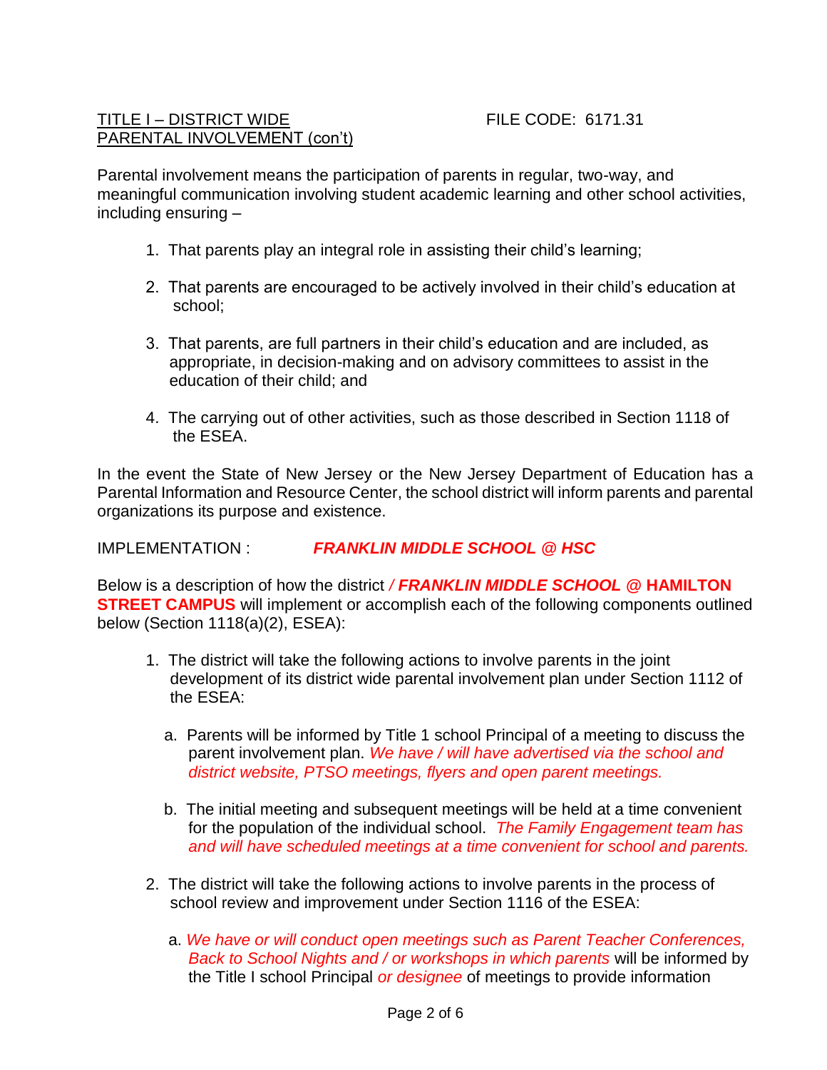TITLE I – DISTRICT WIDE PARENTAL INVOLVEMENT (con't) FILE CODE: 6171.31

Parental involvement means the participation of parents in regular, two-way, and meaningful communication involving student academic learning and other school activities, including ensuring –

1. That parents play an integral role in assisting their child's learning;

2. That parents are encouraged to be actively involved in their child's education at school;

3. That parents, are full partners in their child's education and are included, as appropriate, in decision-making and on advisory committees to assist in the education of their child; and

4. The carrying out of other activities, such as those described in Section 1118 of the ESEA.

In the event the State of New Jersey or the New Jersey Department of Education has a Parental Information and Resource Center, the school district will inform parents and parental organizations its purpose and existence.

IMPLEMENTATION : ***FRANKLIN MIDDLE SCHOOL @ HSC***

Below is a description of how the district */ **FRANKLIN MIDDLE SCHOOL** @* **HAMILTON STREET CAMPUS** will implement or accomplish each of the following components outlined below (Section 1118(a)(2), ESEA):

1. The district will take the following actions to involve parents in the joint development of its district wide parental involvement plan under Section 1112 of the ESEA:

   a. Parents will be informed by Title 1 school Principal of a meeting to discuss the parent involvement plan. *We have / will have advertised via the school and district website, PTSO meetings, flyers and open parent meetings.*

   b. The initial meeting and subsequent meetings will be held at a time convenient for the population of the individual school. *The Family Engagement team has and will have scheduled meetings at a time convenient for school and parents.*

2. The district will take the following actions to involve parents in the process of school review and improvement under Section 1116 of the ESEA:

   a. *We have or will conduct open meetings such as Parent Teacher Conferences, Back to School Nights and / or workshops in which parents* will be informed by the Title I school Principal *or designee* of meetings to provide information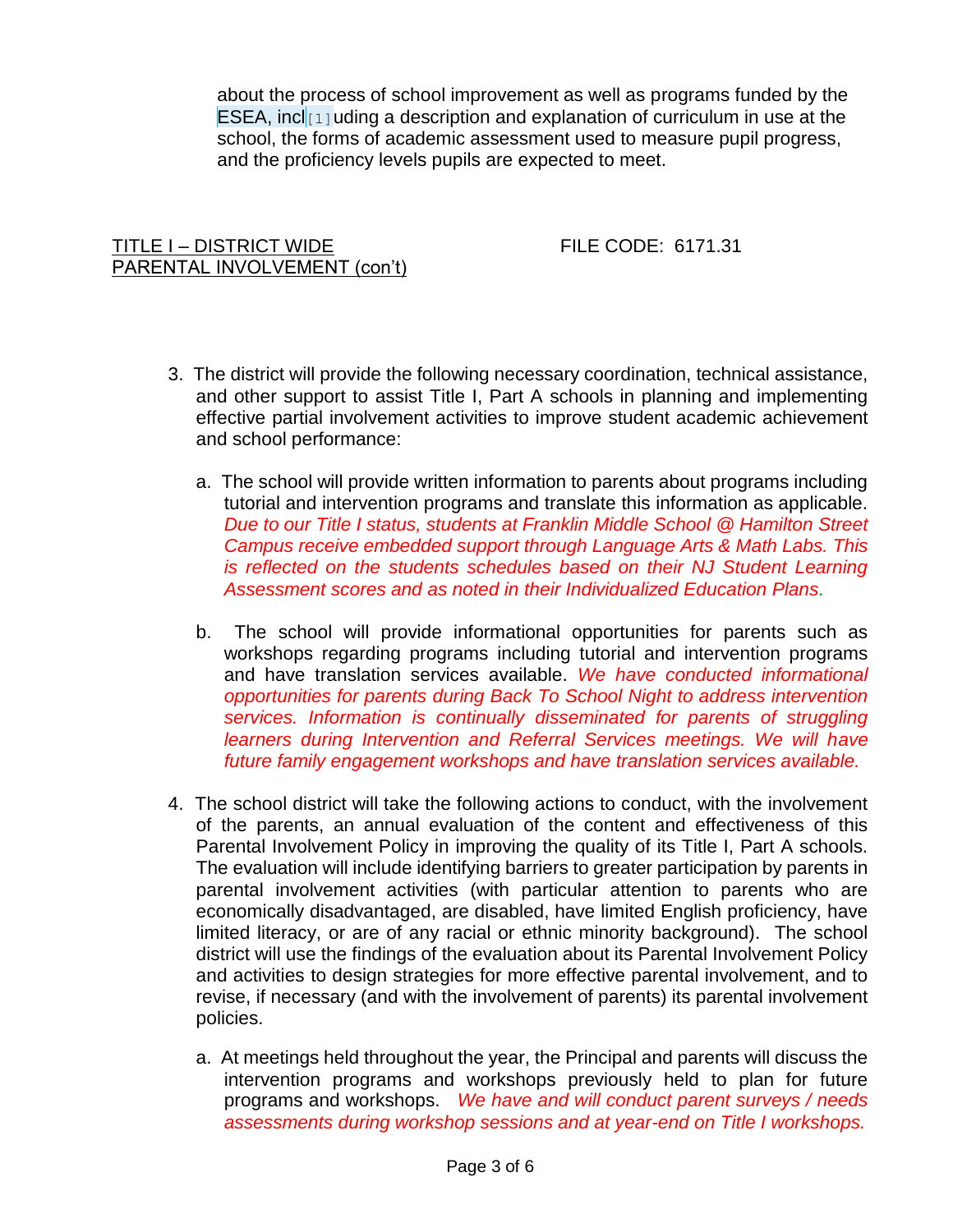about the process of school improvement as well as programs funded by the ESEA, incl[1]uding a description and explanation of curriculum in use at the school, the forms of academic assessment used to measure pupil progress, and the proficiency levels pupils are expected to meet.

TITLE I – DISTRICT WIDE PARENTAL INVOLVEMENT (con't) FILE CODE: 6171.31

3. The district will provide the following necessary coordination, technical assistance, and other support to assist Title I, Part A schools in planning and implementing effective partial involvement activities to improve student academic achievement and school performance:

   a. The school will provide written information to parents about programs including tutorial and intervention programs and translate this information as applicable. *Due to our Title I status, students at Franklin Middle School @ Hamilton Street Campus receive embedded support through Language Arts & Math Labs. This is reflected on the students schedules based on their NJ Student Learning Assessment scores and as noted in their Individualized Education Plans.*

   b. The school will provide informational opportunities for parents such as workshops regarding programs including tutorial and intervention programs and have translation services available. *We have conducted informational opportunities for parents during Back To School Night to address intervention services. Information is continually disseminated for parents of struggling learners during Intervention and Referral Services meetings. We will have future family engagement workshops and have translation services available.*

4. The school district will take the following actions to conduct, with the involvement of the parents, an annual evaluation of the content and effectiveness of this Parental Involvement Policy in improving the quality of its Title I, Part A schools. The evaluation will include identifying barriers to greater participation by parents in parental involvement activities (with particular attention to parents who are economically disadvantaged, are disabled, have limited English proficiency, have limited literacy, or are of any racial or ethnic minority background). The school district will use the findings of the evaluation about its Parental Involvement Policy and activities to design strategies for more effective parental involvement, and to revise, if necessary (and with the involvement of parents) its parental involvement policies.

   a. At meetings held throughout the year, the Principal and parents will discuss the intervention programs and workshops previously held to plan for future programs and workshops. *We have and will conduct parent surveys / needs assessments during workshop sessions and at year-end on Title I workshops.*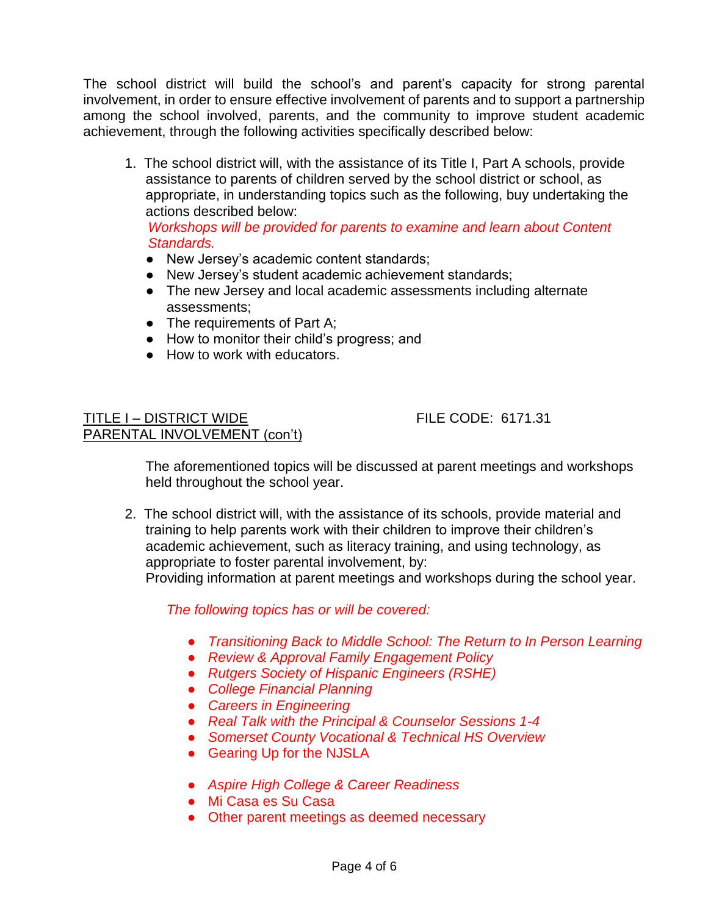The school district will build the school's and parent's capacity for strong parental involvement, in order to ensure effective involvement of parents and to support a partnership among the school involved, parents, and the community to improve student academic achievement, through the following activities specifically described below:

1. The school district will, with the assistance of its Title I, Part A schools, provide assistance to parents of children served by the school district or school, as appropriate, in understanding topics such as the following, buy undertaking the actions described below:
   *Workshops will be provided for parents to examine and learn about Content Standards.*
   - New Jersey's academic content standards;
   - New Jersey's student academic achievement standards;
   - The new Jersey and local academic assessments including alternate assessments;
   - The requirements of Part A;
   - How to monitor their child's progress; and
   - How to work with educators.

TITLE I – DISTRICT WIDE PARENTAL INVOLVEMENT (con't) FILE CODE: 6171.31

   The aforementioned topics will be discussed at parent meetings and workshops held throughout the school year.

2. The school district will, with the assistance of its schools, provide material and training to help parents work with their children to improve their children's academic achievement, such as literacy training, and using technology, as appropriate to foster parental involvement, by:
   Providing information at parent meetings and workshops during the school year.

   *The following topics has or will be covered:*

   - *Transitioning Back to Middle School: The Return to In Person Learning*
   - *Review & Approval Family Engagement Policy*
   - *Rutgers Society of Hispanic Engineers (RSHE)*
   - *College Financial Planning*
   - *Careers in Engineering*
   - *Real Talk with the Principal & Counselor Sessions 1-4*
   - *Somerset County Vocational & Technical HS Overview*
   - Gearing Up for the NJSLA
   - *Aspire High College & Career Readiness*
   - Mi Casa es Su Casa
   - Other parent meetings as deemed necessary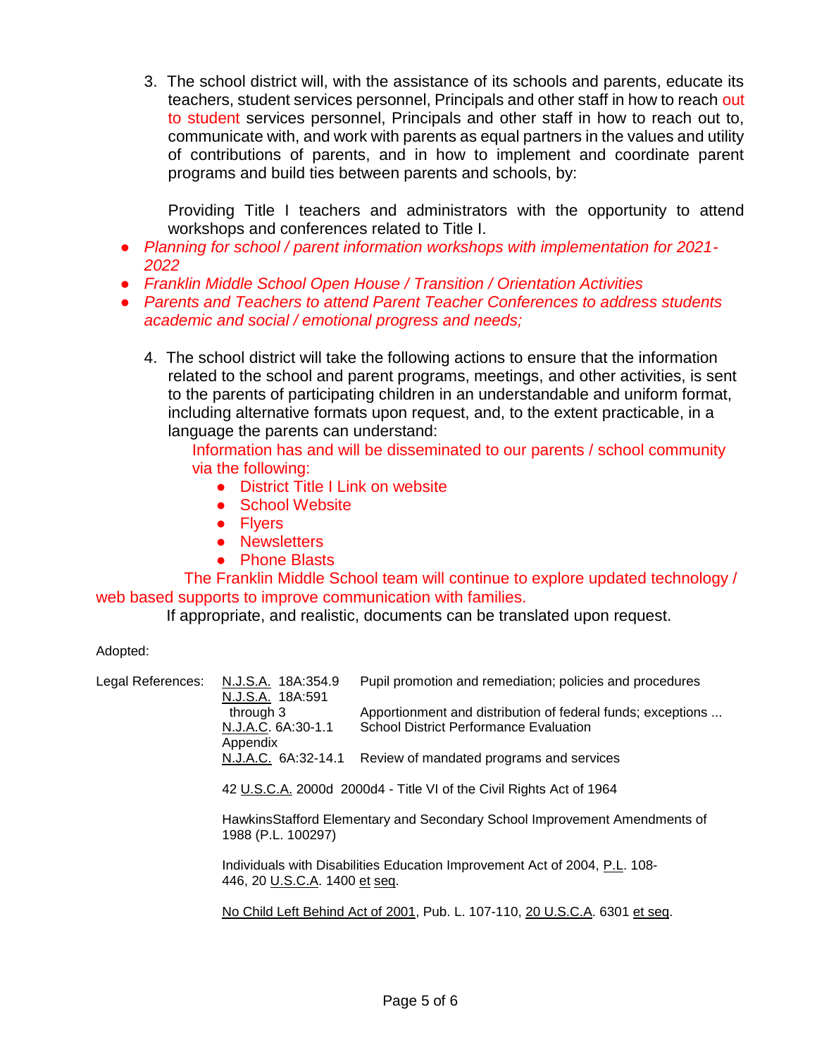3. The school district will, with the assistance of its schools and parents, educate its teachers, student services personnel, Principals and other staff in how to reach out to student services personnel, Principals and other staff in how to reach out to, communicate with, and work with parents as equal partners in the values and utility of contributions of parents, and in how to implement and coordinate parent programs and build ties between parents and schools, by:

   Providing Title I teachers and administrators with the opportunity to attend workshops and conferences related to Title I.

- *Planning for school / parent information workshops with implementation for 2021-2022*
- *Franklin Middle School Open House / Transition / Orientation Activities*
- *Parents and Teachers to attend Parent Teacher Conferences to address students academic and social / emotional progress and needs;*

4. The school district will take the following actions to ensure that the information related to the school and parent programs, meetings, and other activities, is sent to the parents of participating children in an understandable and uniform format, including alternative formats upon request, and, to the extent practicable, in a language the parents can understand:

   Information has and will be disseminated to our parents / school community via the following:

   - District Title I Link on website
   - School Website
   - Flyers
   - Newsletters
   - Phone Blasts

The Franklin Middle School team will continue to explore updated technology / web based supports to improve communication with families.

If appropriate, and realistic, documents can be translated upon request.

Adopted:

| Legal References: | N.J.S.A. 18A:354.9 | Pupil promotion and remediation; policies and procedures |
|---|---|---|
| | N.J.S.A. 18A:591 through 3 | Apportionment and distribution of federal funds; exceptions ... |
| | N.J.A.C. 6A:30-1.1 Appendix | School District Performance Evaluation |
| | N.J.A.C. 6A:32-14.1 | Review of mandated programs and services |

42 U.S.C.A. 2000d 2000d4 - Title VI of the Civil Rights Act of 1964

HawkinsStafford Elementary and Secondary School Improvement Amendments of 1988 (P.L. 100297)

Individuals with Disabilities Education Improvement Act of 2004, P.L. 108-446, 20 U.S.C.A. 1400 et seq.

No Child Left Behind Act of 2001, Pub. L. 107-110, 20 U.S.C.A. 6301 et seq.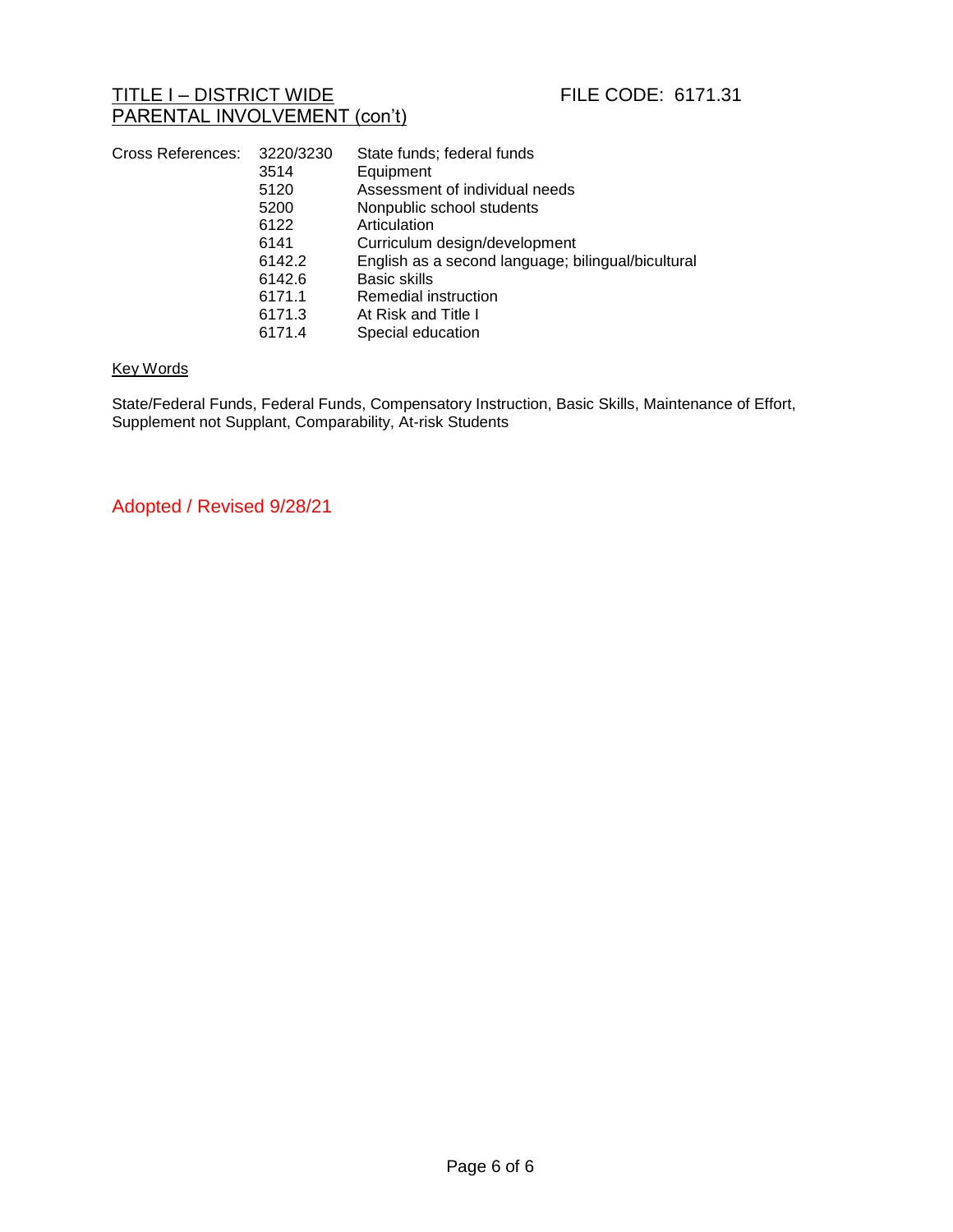Cross References:

| | | |
|---|---|---|
| Cross References: | 3220/3230 | State funds; federal funds |
| | 3514 | Equipment |
| | 5120 | Assessment of individual needs |
| | 5200 | Nonpublic school students |
| | 6122 | Articulation |
| | 6141 | Curriculum design/development |
| | 6142.2 | English as a second language; bilingual/bicultural |
| | 6142.6 | Basic skills |
| | 6171.1 | Remedial instruction |
| | 6171.3 | At Risk and Title I |
| | 6171.4 | Special education |

Key Words

State/Federal Funds, Federal Funds, Compensatory Instruction, Basic Skills, Maintenance of Effort, Supplement not Supplant, Comparability, At-risk Students

Adopted / Revised 9/28/21